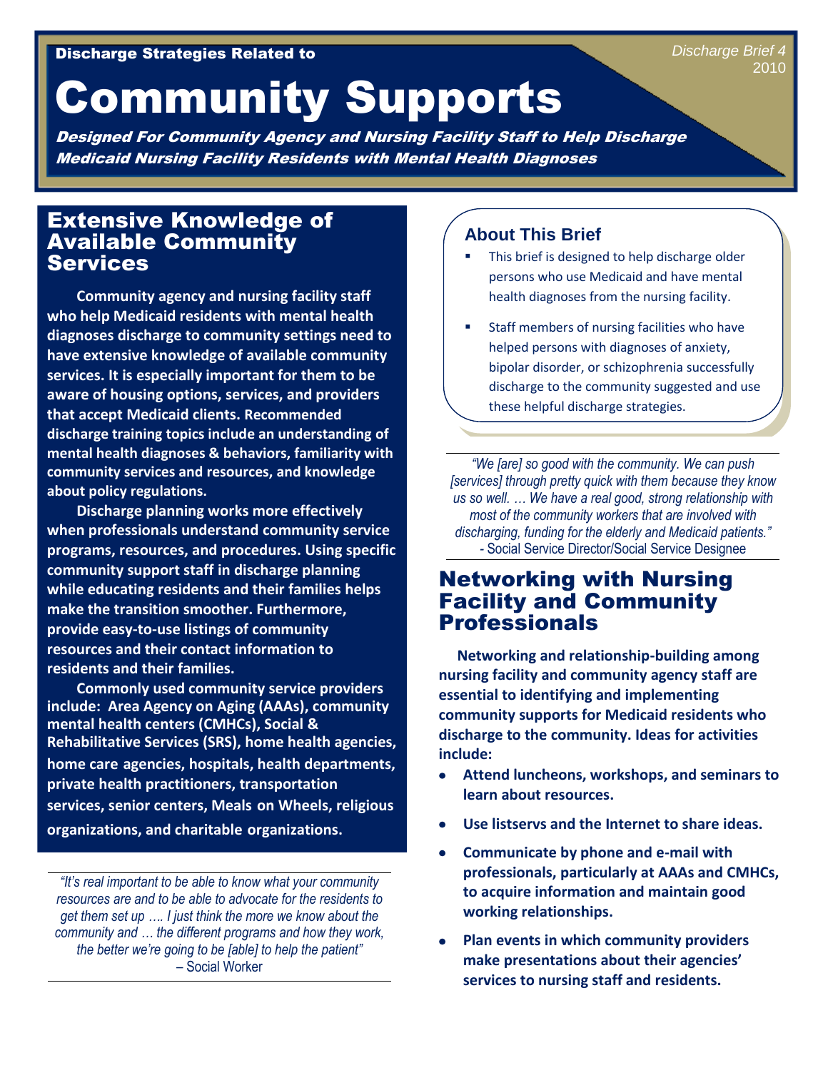Discharge Strategies Related to

*Discharge Brief 4*
2010

# Community Supports

***Designed For Community Agency and Nursing Facility Staff to Help Discharge Medicaid Nursing Facility Residents with Mental Health Diagnoses***

## Extensive Knowledge of Available Community Services

**Community agency and nursing facility staff who help Medicaid residents with mental health diagnoses discharge to community settings need to have extensive knowledge of available community services. It is especially important for them to be aware of housing options, services, and providers that accept Medicaid clients. Recommended discharge training topics include an understanding of mental health diagnoses & behaviors, familiarity with community services and resources, and knowledge about policy regulations.**

**Discharge planning works more effectively when professionals understand community service programs, resources, and procedures. Using specific community support staff in discharge planning while educating residents and their families helps make the transition smoother. Furthermore, provide easy-to-use listings of community resources and their contact information to residents and their families.**

**Commonly used community service providers include: Area Agency on Aging (AAAs), community mental health centers (CMHCs), Social & Rehabilitative Services (SRS), home health agencies, home care agencies, hospitals, health departments, private health practitioners, transportation services, senior centers, Meals on Wheels, religious organizations, and charitable organizations.**

*"It's real important to be able to know what your community resources are and to be able to advocate for the residents to get them set up …. I just think the more we know about the community and … the different programs and how they work, the better we're going to be [able] to help the patient"*
– Social Worker

### About This Brief

- This brief is designed to help discharge older persons who use Medicaid and have mental health diagnoses from the nursing facility.
- Staff members of nursing facilities who have helped persons with diagnoses of anxiety, bipolar disorder, or schizophrenia successfully discharge to the community suggested and use these helpful discharge strategies.

*"We [are] so good with the community. We can push [services] through pretty quick with them because they know us so well. … We have a real good, strong relationship with most of the community workers that are involved with discharging, funding for the elderly and Medicaid patients."*
- Social Service Director/Social Service Designee

## Networking with Nursing Facility and Community Professionals

**Networking and relationship-building among nursing facility and community agency staff are essential to identifying and implementing community supports for Medicaid residents who discharge to the community. Ideas for activities include:**

- **Attend luncheons, workshops, and seminars to learn about resources.**
- **Use listservs and the Internet to share ideas.**
- **Communicate by phone and e-mail with professionals, particularly at AAAs and CMHCs, to acquire information and maintain good working relationships.**
- **Plan events in which community providers make presentations about their agencies' services to nursing staff and residents.**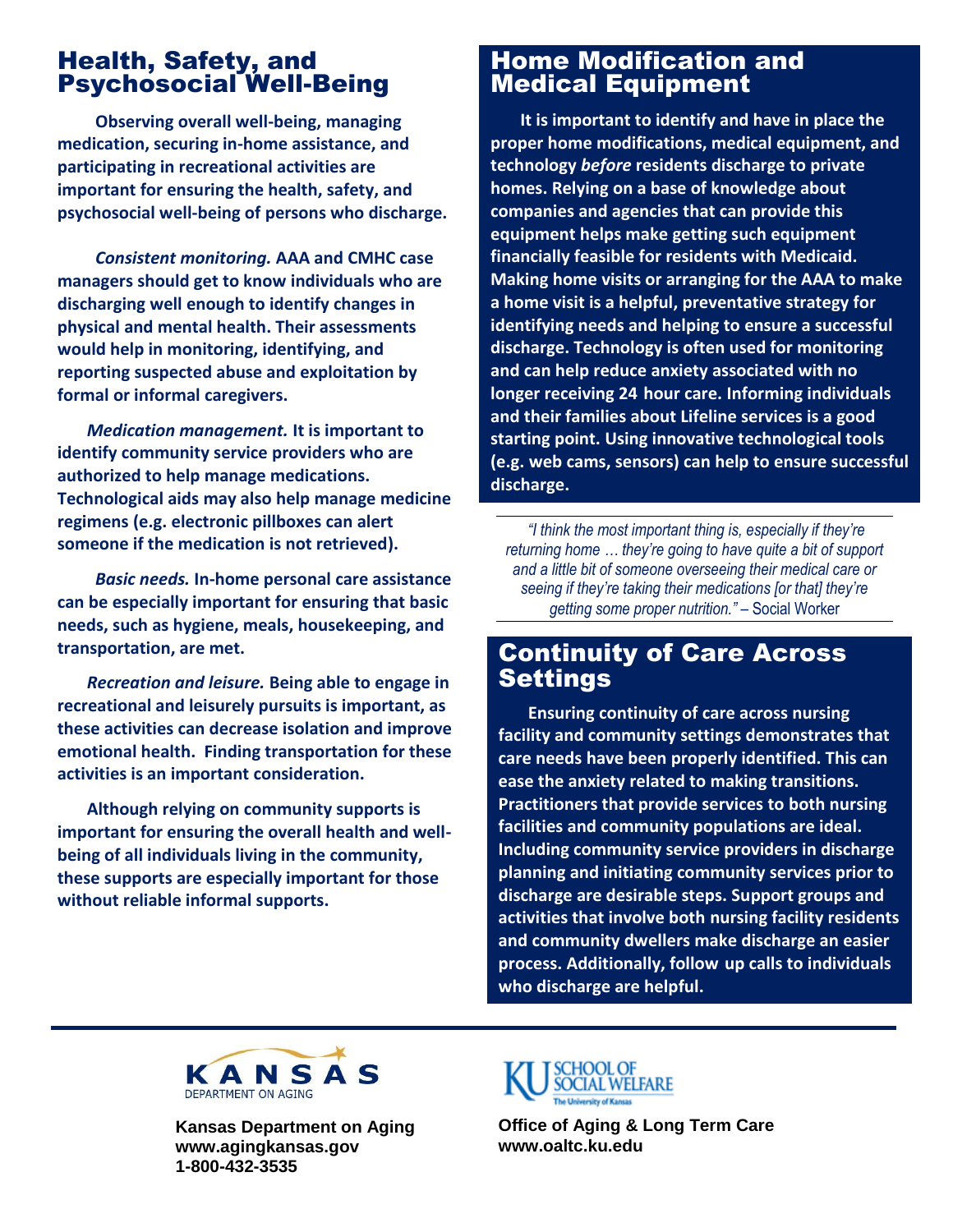## Health, Safety, and Psychosocial Well-Being

**Observing overall well-being, managing medication, securing in-home assistance, and participating in recreational activities are important for ensuring the health, safety, and psychosocial well-being of persons who discharge.**

***Consistent monitoring.*** **AAA and CMHC case managers should get to know individuals who are discharging well enough to identify changes in physical and mental health. Their assessments would help in monitoring, identifying, and reporting suspected abuse and exploitation by formal or informal caregivers.**

***Medication management.*** **It is important to identify community service providers who are authorized to help manage medications. Technological aids may also help manage medicine regimens (e.g. electronic pillboxes can alert someone if the medication is not retrieved).**

***Basic needs.*** **In-home personal care assistance can be especially important for ensuring that basic needs, such as hygiene, meals, housekeeping, and transportation, are met.**

***Recreation and leisure.*** **Being able to engage in recreational and leisurely pursuits is important, as these activities can decrease isolation and improve emotional health. Finding transportation for these activities is an important consideration.**

**Although relying on community supports is important for ensuring the overall health and well-being of all individuals living in the community, these supports are especially important for those without reliable informal supports.**

## Home Modification and Medical Equipment

**It is important to identify and have in place the proper home modifications, medical equipment, and technology *before* residents discharge to private homes. Relying on a base of knowledge about companies and agencies that can provide this equipment helps make getting such equipment financially feasible for residents with Medicaid. Making home visits or arranging for the AAA to make a home visit is a helpful, preventative strategy for identifying needs and helping to ensure a successful discharge. Technology is often used for monitoring and can help reduce anxiety associated with no longer receiving 24 hour care. Informing individuals and their families about Lifeline services is a good starting point. Using innovative technological tools (e.g. web cams, sensors) can help to ensure successful discharge.**

*"I think the most important thing is, especially if they're returning home … they're going to have quite a bit of support and a little bit of someone overseeing their medical care or seeing if they're taking their medications [or that] they're getting some proper nutrition."* – Social Worker

## Continuity of Care Across Settings

**Ensuring continuity of care across nursing facility and community settings demonstrates that care needs have been properly identified. This can ease the anxiety related to making transitions. Practitioners that provide services to both nursing facilities and community populations are ideal. Including community service providers in discharge planning and initiating community services prior to discharge are desirable steps. Support groups and activities that involve both nursing facility residents and community dwellers make discharge an easier process. Additionally, follow up calls to individuals who discharge are helpful.**

KANSAS
DEPARTMENT ON AGING

**Kansas Department on Aging**
**www.agingkansas.gov**
**1-800-432-3535**

KU SCHOOL OF SOCIAL WELFARE
The University of Kansas

**Office of Aging & Long Term Care**
**www.oaltc.ku.edu**